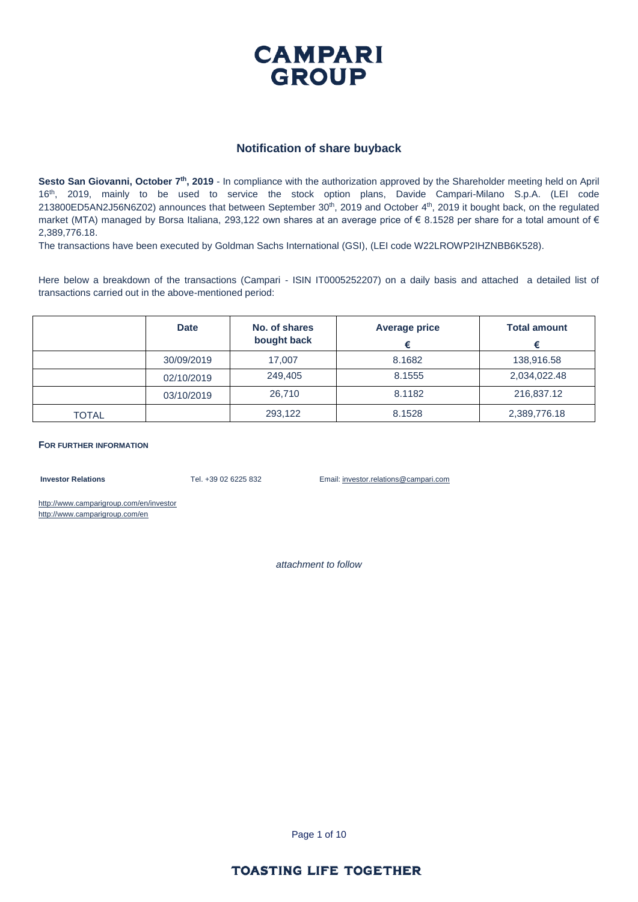# CAMPARI GROUP

## Notification of share buyback

**Sesto San Giovanni, October 7th, 2019** - In compliance with the authorization approved by the Shareholder meeting held on April 16th, 2019, mainly to be used to service the stock option plans, Davide Campari-Milano S.p.A. (LEI code 213800ED5AN2J56N6Z02) announces that between September 30th, 2019 and October 4th, 2019 it bought back, on the regulated market (MTA) managed by Borsa Italiana, 293,122 own shares at an average price of € 8.1528 per share for a total amount of € 2,389,776.18.

The transactions have been executed by Goldman Sachs International (GSI), (LEI code W22LROWP2IHZNBB6K528).

Here below a breakdown of the transactions (Campari - ISIN IT0005252207) on a daily basis and attached a detailed list of transactions carried out in the above-mentioned period:

| | Date | No. of shares bought back | Average price € | Total amount € |
|---|---|---|---|---|
| | 30/09/2019 | 17,007 | 8.1682 | 138,916.58 |
| | 02/10/2019 | 249,405 | 8.1555 | 2,034,022.48 |
| | 03/10/2019 | 26,710 | 8.1182 | 216,837.12 |
| TOTAL | | 293,122 | 8.1528 | 2,389,776.18 |

**FOR FURTHER INFORMATION**

**Investor Relations** Tel. +39 02 6225 832 Email: investor.relations@campari.com

http://www.camparigroup.com/en/investor
http://www.camparigroup.com/en

*attachment to follow*

**TOASTING LIFE TOGETHER**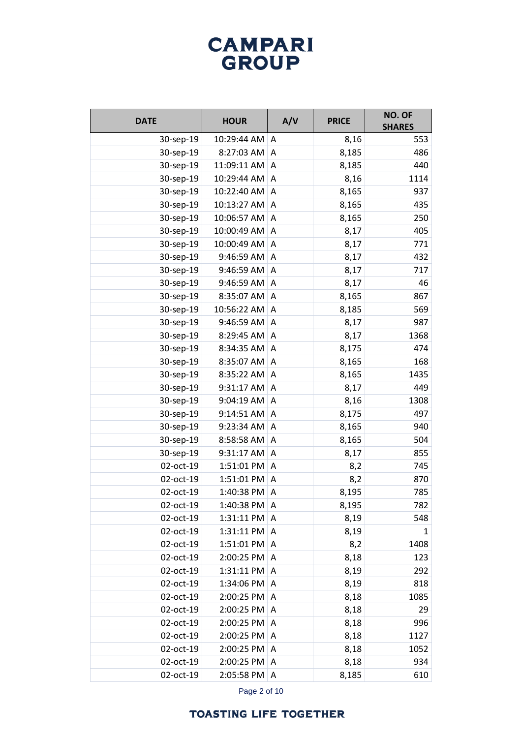# CAMPARI GROUP

| DATE | HOUR | A/V | PRICE | NO. OF SHARES |
|---|---|---|---|---|
| 30-sep-19 | 10:29:44 AM | A | 8,16 | 553 |
| 30-sep-19 | 8:27:03 AM | A | 8,185 | 486 |
| 30-sep-19 | 11:09:11 AM | A | 8,185 | 440 |
| 30-sep-19 | 10:29:44 AM | A | 8,16 | 1114 |
| 30-sep-19 | 10:22:40 AM | A | 8,165 | 937 |
| 30-sep-19 | 10:13:27 AM | A | 8,165 | 435 |
| 30-sep-19 | 10:06:57 AM | A | 8,165 | 250 |
| 30-sep-19 | 10:00:49 AM | A | 8,17 | 405 |
| 30-sep-19 | 10:00:49 AM | A | 8,17 | 771 |
| 30-sep-19 | 9:46:59 AM | A | 8,17 | 432 |
| 30-sep-19 | 9:46:59 AM | A | 8,17 | 717 |
| 30-sep-19 | 9:46:59 AM | A | 8,17 | 46 |
| 30-sep-19 | 8:35:07 AM | A | 8,165 | 867 |
| 30-sep-19 | 10:56:22 AM | A | 8,185 | 569 |
| 30-sep-19 | 9:46:59 AM | A | 8,17 | 987 |
| 30-sep-19 | 8:29:45 AM | A | 8,17 | 1368 |
| 30-sep-19 | 8:34:35 AM | A | 8,175 | 474 |
| 30-sep-19 | 8:35:07 AM | A | 8,165 | 168 |
| 30-sep-19 | 8:35:22 AM | A | 8,165 | 1435 |
| 30-sep-19 | 9:31:17 AM | A | 8,17 | 449 |
| 30-sep-19 | 9:04:19 AM | A | 8,16 | 1308 |
| 30-sep-19 | 9:14:51 AM | A | 8,175 | 497 |
| 30-sep-19 | 9:23:34 AM | A | 8,165 | 940 |
| 30-sep-19 | 8:58:58 AM | A | 8,165 | 504 |
| 30-sep-19 | 9:31:17 AM | A | 8,17 | 855 |
| 02-oct-19 | 1:51:01 PM | A | 8,2 | 745 |
| 02-oct-19 | 1:51:01 PM | A | 8,2 | 870 |
| 02-oct-19 | 1:40:38 PM | A | 8,195 | 785 |
| 02-oct-19 | 1:40:38 PM | A | 8,195 | 782 |
| 02-oct-19 | 1:31:11 PM | A | 8,19 | 548 |
| 02-oct-19 | 1:31:11 PM | A | 8,19 | 1 |
| 02-oct-19 | 1:51:01 PM | A | 8,2 | 1408 |
| 02-oct-19 | 2:00:25 PM | A | 8,18 | 123 |
| 02-oct-19 | 1:31:11 PM | A | 8,19 | 292 |
| 02-oct-19 | 1:34:06 PM | A | 8,19 | 818 |
| 02-oct-19 | 2:00:25 PM | A | 8,18 | 1085 |
| 02-oct-19 | 2:00:25 PM | A | 8,18 | 29 |
| 02-oct-19 | 2:00:25 PM | A | 8,18 | 996 |
| 02-oct-19 | 2:00:25 PM | A | 8,18 | 1127 |
| 02-oct-19 | 2:00:25 PM | A | 8,18 | 1052 |
| 02-oct-19 | 2:00:25 PM | A | 8,18 | 934 |
| 02-oct-19 | 2:05:58 PM | A | 8,185 | 610 |

TOASTING LIFE TOGETHER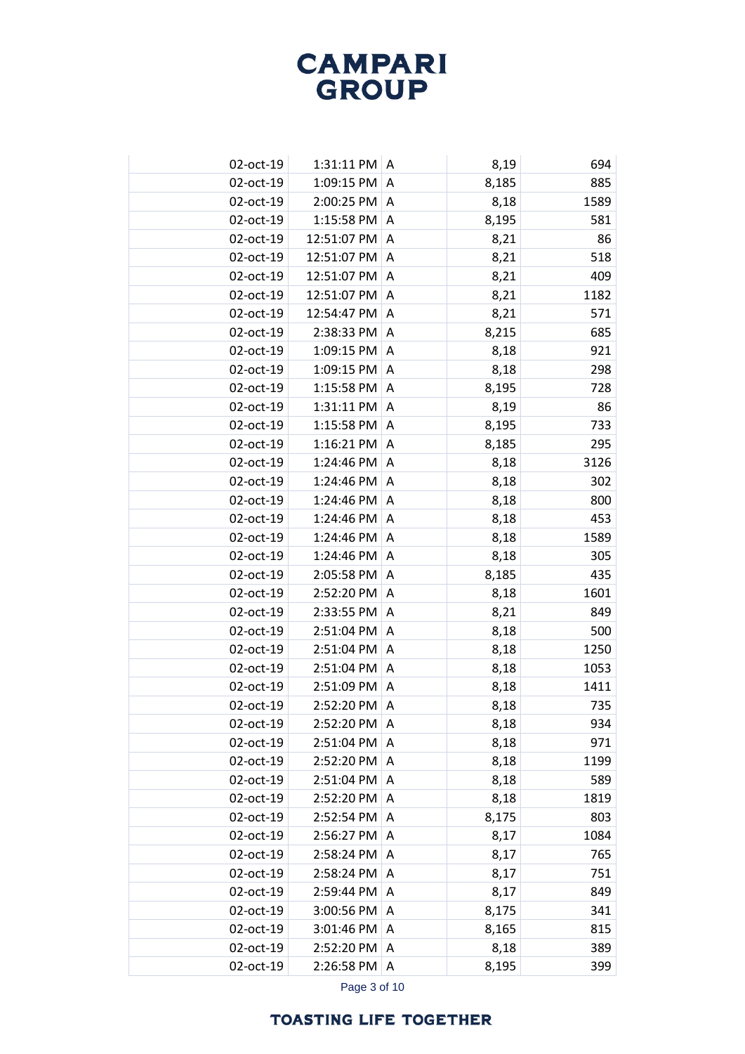| | | | | |
|---|---|---|---|---|
| 02-oct-19 | 1:31:11 PM | A | 8,19 | 694 |
| 02-oct-19 | 1:09:15 PM | A | 8,185 | 885 |
| 02-oct-19 | 2:00:25 PM | A | 8,18 | 1589 |
| 02-oct-19 | 1:15:58 PM | A | 8,195 | 581 |
| 02-oct-19 | 12:51:07 PM | A | 8,21 | 86 |
| 02-oct-19 | 12:51:07 PM | A | 8,21 | 518 |
| 02-oct-19 | 12:51:07 PM | A | 8,21 | 409 |
| 02-oct-19 | 12:51:07 PM | A | 8,21 | 1182 |
| 02-oct-19 | 12:54:47 PM | A | 8,21 | 571 |
| 02-oct-19 | 2:38:33 PM | A | 8,215 | 685 |
| 02-oct-19 | 1:09:15 PM | A | 8,18 | 921 |
| 02-oct-19 | 1:09:15 PM | A | 8,18 | 298 |
| 02-oct-19 | 1:15:58 PM | A | 8,195 | 728 |
| 02-oct-19 | 1:31:11 PM | A | 8,19 | 86 |
| 02-oct-19 | 1:15:58 PM | A | 8,195 | 733 |
| 02-oct-19 | 1:16:21 PM | A | 8,185 | 295 |
| 02-oct-19 | 1:24:46 PM | A | 8,18 | 3126 |
| 02-oct-19 | 1:24:46 PM | A | 8,18 | 302 |
| 02-oct-19 | 1:24:46 PM | A | 8,18 | 800 |
| 02-oct-19 | 1:24:46 PM | A | 8,18 | 453 |
| 02-oct-19 | 1:24:46 PM | A | 8,18 | 1589 |
| 02-oct-19 | 1:24:46 PM | A | 8,18 | 305 |
| 02-oct-19 | 2:05:58 PM | A | 8,185 | 435 |
| 02-oct-19 | 2:52:20 PM | A | 8,18 | 1601 |
| 02-oct-19 | 2:33:55 PM | A | 8,21 | 849 |
| 02-oct-19 | 2:51:04 PM | A | 8,18 | 500 |
| 02-oct-19 | 2:51:04 PM | A | 8,18 | 1250 |
| 02-oct-19 | 2:51:04 PM | A | 8,18 | 1053 |
| 02-oct-19 | 2:51:09 PM | A | 8,18 | 1411 |
| 02-oct-19 | 2:52:20 PM | A | 8,18 | 735 |
| 02-oct-19 | 2:52:20 PM | A | 8,18 | 934 |
| 02-oct-19 | 2:51:04 PM | A | 8,18 | 971 |
| 02-oct-19 | 2:52:20 PM | A | 8,18 | 1199 |
| 02-oct-19 | 2:51:04 PM | A | 8,18 | 589 |
| 02-oct-19 | 2:52:20 PM | A | 8,18 | 1819 |
| 02-oct-19 | 2:52:54 PM | A | 8,175 | 803 |
| 02-oct-19 | 2:56:27 PM | A | 8,17 | 1084 |
| 02-oct-19 | 2:58:24 PM | A | 8,17 | 765 |
| 02-oct-19 | 2:58:24 PM | A | 8,17 | 751 |
| 02-oct-19 | 2:59:44 PM | A | 8,17 | 849 |
| 02-oct-19 | 3:00:56 PM | A | 8,175 | 341 |
| 02-oct-19 | 3:01:46 PM | A | 8,165 | 815 |
| 02-oct-19 | 2:52:20 PM | A | 8,18 | 389 |
| 02-oct-19 | 2:26:58 PM | A | 8,195 | 399 |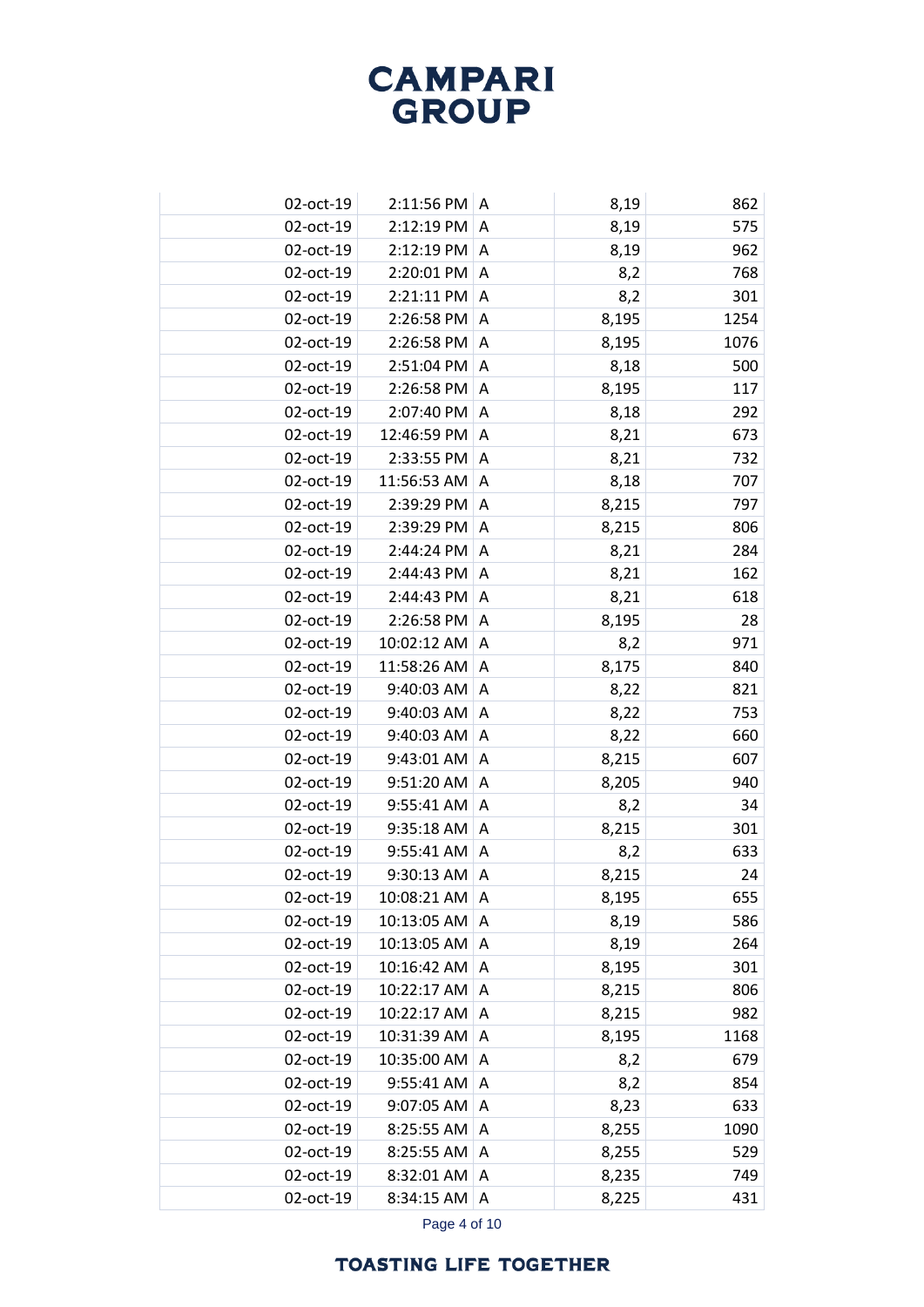# CAMPARI GROUP

| | | | | |
|---|---|---|---|---|
| 02-oct-19 | 2:11:56 PM | A | 8,19 | 862 |
| 02-oct-19 | 2:12:19 PM | A | 8,19 | 575 |
| 02-oct-19 | 2:12:19 PM | A | 8,19 | 962 |
| 02-oct-19 | 2:20:01 PM | A | 8,2 | 768 |
| 02-oct-19 | 2:21:11 PM | A | 8,2 | 301 |
| 02-oct-19 | 2:26:58 PM | A | 8,195 | 1254 |
| 02-oct-19 | 2:26:58 PM | A | 8,195 | 1076 |
| 02-oct-19 | 2:51:04 PM | A | 8,18 | 500 |
| 02-oct-19 | 2:26:58 PM | A | 8,195 | 117 |
| 02-oct-19 | 2:07:40 PM | A | 8,18 | 292 |
| 02-oct-19 | 12:46:59 PM | A | 8,21 | 673 |
| 02-oct-19 | 2:33:55 PM | A | 8,21 | 732 |
| 02-oct-19 | 11:56:53 AM | A | 8,18 | 707 |
| 02-oct-19 | 2:39:29 PM | A | 8,215 | 797 |
| 02-oct-19 | 2:39:29 PM | A | 8,215 | 806 |
| 02-oct-19 | 2:44:24 PM | A | 8,21 | 284 |
| 02-oct-19 | 2:44:43 PM | A | 8,21 | 162 |
| 02-oct-19 | 2:44:43 PM | A | 8,21 | 618 |
| 02-oct-19 | 2:26:58 PM | A | 8,195 | 28 |
| 02-oct-19 | 10:02:12 AM | A | 8,2 | 971 |
| 02-oct-19 | 11:58:26 AM | A | 8,175 | 840 |
| 02-oct-19 | 9:40:03 AM | A | 8,22 | 821 |
| 02-oct-19 | 9:40:03 AM | A | 8,22 | 753 |
| 02-oct-19 | 9:40:03 AM | A | 8,22 | 660 |
| 02-oct-19 | 9:43:01 AM | A | 8,215 | 607 |
| 02-oct-19 | 9:51:20 AM | A | 8,205 | 940 |
| 02-oct-19 | 9:55:41 AM | A | 8,2 | 34 |
| 02-oct-19 | 9:35:18 AM | A | 8,215 | 301 |
| 02-oct-19 | 9:55:41 AM | A | 8,2 | 633 |
| 02-oct-19 | 9:30:13 AM | A | 8,215 | 24 |
| 02-oct-19 | 10:08:21 AM | A | 8,195 | 655 |
| 02-oct-19 | 10:13:05 AM | A | 8,19 | 586 |
| 02-oct-19 | 10:13:05 AM | A | 8,19 | 264 |
| 02-oct-19 | 10:16:42 AM | A | 8,195 | 301 |
| 02-oct-19 | 10:22:17 AM | A | 8,215 | 806 |
| 02-oct-19 | 10:22:17 AM | A | 8,215 | 982 |
| 02-oct-19 | 10:31:39 AM | A | 8,195 | 1168 |
| 02-oct-19 | 10:35:00 AM | A | 8,2 | 679 |
| 02-oct-19 | 9:55:41 AM | A | 8,2 | 854 |
| 02-oct-19 | 9:07:05 AM | A | 8,23 | 633 |
| 02-oct-19 | 8:25:55 AM | A | 8,255 | 1090 |
| 02-oct-19 | 8:25:55 AM | A | 8,255 | 529 |
| 02-oct-19 | 8:32:01 AM | A | 8,235 | 749 |
| 02-oct-19 | 8:34:15 AM | A | 8,225 | 431 |

TOASTING LIFE TOGETHER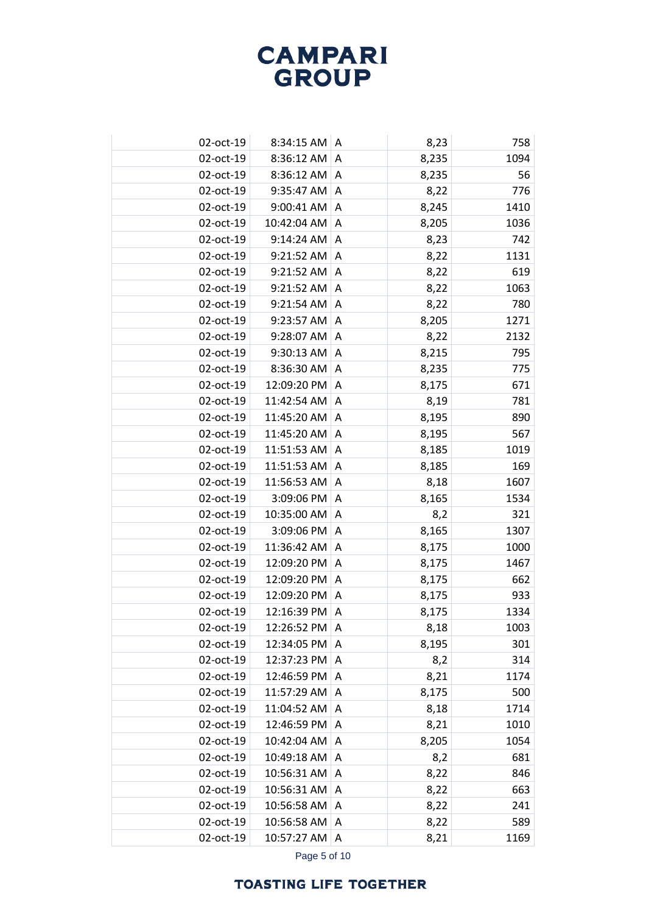| | | | | |
|---|---|---|---|---|
| 02-oct-19 | 8:34:15 AM | A | 8,23 | 758 |
| 02-oct-19 | 8:36:12 AM | A | 8,235 | 1094 |
| 02-oct-19 | 8:36:12 AM | A | 8,235 | 56 |
| 02-oct-19 | 9:35:47 AM | A | 8,22 | 776 |
| 02-oct-19 | 9:00:41 AM | A | 8,245 | 1410 |
| 02-oct-19 | 10:42:04 AM | A | 8,205 | 1036 |
| 02-oct-19 | 9:14:24 AM | A | 8,23 | 742 |
| 02-oct-19 | 9:21:52 AM | A | 8,22 | 1131 |
| 02-oct-19 | 9:21:52 AM | A | 8,22 | 619 |
| 02-oct-19 | 9:21:52 AM | A | 8,22 | 1063 |
| 02-oct-19 | 9:21:54 AM | A | 8,22 | 780 |
| 02-oct-19 | 9:23:57 AM | A | 8,205 | 1271 |
| 02-oct-19 | 9:28:07 AM | A | 8,22 | 2132 |
| 02-oct-19 | 9:30:13 AM | A | 8,215 | 795 |
| 02-oct-19 | 8:36:30 AM | A | 8,235 | 775 |
| 02-oct-19 | 12:09:20 PM | A | 8,175 | 671 |
| 02-oct-19 | 11:42:54 AM | A | 8,19 | 781 |
| 02-oct-19 | 11:45:20 AM | A | 8,195 | 890 |
| 02-oct-19 | 11:45:20 AM | A | 8,195 | 567 |
| 02-oct-19 | 11:51:53 AM | A | 8,185 | 1019 |
| 02-oct-19 | 11:51:53 AM | A | 8,185 | 169 |
| 02-oct-19 | 11:56:53 AM | A | 8,18 | 1607 |
| 02-oct-19 | 3:09:06 PM | A | 8,165 | 1534 |
| 02-oct-19 | 10:35:00 AM | A | 8,2 | 321 |
| 02-oct-19 | 3:09:06 PM | A | 8,165 | 1307 |
| 02-oct-19 | 11:36:42 AM | A | 8,175 | 1000 |
| 02-oct-19 | 12:09:20 PM | A | 8,175 | 1467 |
| 02-oct-19 | 12:09:20 PM | A | 8,175 | 662 |
| 02-oct-19 | 12:09:20 PM | A | 8,175 | 933 |
| 02-oct-19 | 12:16:39 PM | A | 8,175 | 1334 |
| 02-oct-19 | 12:26:52 PM | A | 8,18 | 1003 |
| 02-oct-19 | 12:34:05 PM | A | 8,195 | 301 |
| 02-oct-19 | 12:37:23 PM | A | 8,2 | 314 |
| 02-oct-19 | 12:46:59 PM | A | 8,21 | 1174 |
| 02-oct-19 | 11:57:29 AM | A | 8,175 | 500 |
| 02-oct-19 | 11:04:52 AM | A | 8,18 | 1714 |
| 02-oct-19 | 12:46:59 PM | A | 8,21 | 1010 |
| 02-oct-19 | 10:42:04 AM | A | 8,205 | 1054 |
| 02-oct-19 | 10:49:18 AM | A | 8,2 | 681 |
| 02-oct-19 | 10:56:31 AM | A | 8,22 | 846 |
| 02-oct-19 | 10:56:31 AM | A | 8,22 | 663 |
| 02-oct-19 | 10:56:58 AM | A | 8,22 | 241 |
| 02-oct-19 | 10:56:58 AM | A | 8,22 | 589 |
| 02-oct-19 | 10:57:27 AM | A | 8,21 | 1169 |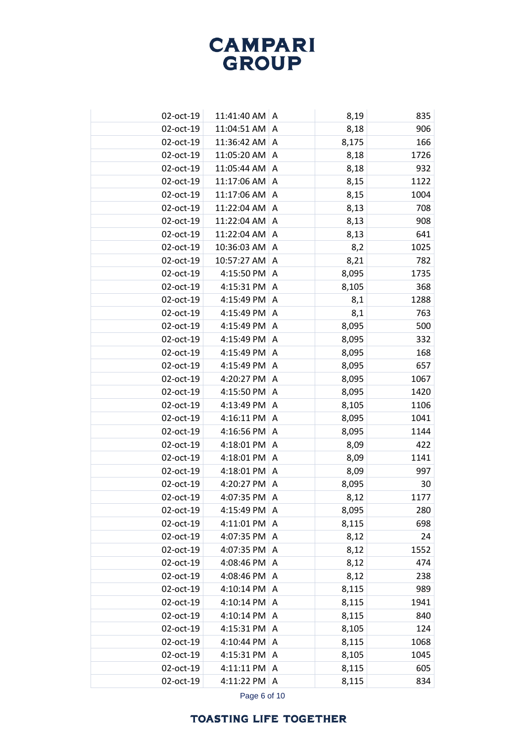| | | | | |
|---|---|---|---|---|
| 02-oct-19 | 11:41:40 AM | A | 8,19 | 835 |
| 02-oct-19 | 11:04:51 AM | A | 8,18 | 906 |
| 02-oct-19 | 11:36:42 AM | A | 8,175 | 166 |
| 02-oct-19 | 11:05:20 AM | A | 8,18 | 1726 |
| 02-oct-19 | 11:05:44 AM | A | 8,18 | 932 |
| 02-oct-19 | 11:17:06 AM | A | 8,15 | 1122 |
| 02-oct-19 | 11:17:06 AM | A | 8,15 | 1004 |
| 02-oct-19 | 11:22:04 AM | A | 8,13 | 708 |
| 02-oct-19 | 11:22:04 AM | A | 8,13 | 908 |
| 02-oct-19 | 11:22:04 AM | A | 8,13 | 641 |
| 02-oct-19 | 10:36:03 AM | A | 8,2 | 1025 |
| 02-oct-19 | 10:57:27 AM | A | 8,21 | 782 |
| 02-oct-19 | 4:15:50 PM | A | 8,095 | 1735 |
| 02-oct-19 | 4:15:31 PM | A | 8,105 | 368 |
| 02-oct-19 | 4:15:49 PM | A | 8,1 | 1288 |
| 02-oct-19 | 4:15:49 PM | A | 8,1 | 763 |
| 02-oct-19 | 4:15:49 PM | A | 8,095 | 500 |
| 02-oct-19 | 4:15:49 PM | A | 8,095 | 332 |
| 02-oct-19 | 4:15:49 PM | A | 8,095 | 168 |
| 02-oct-19 | 4:15:49 PM | A | 8,095 | 657 |
| 02-oct-19 | 4:20:27 PM | A | 8,095 | 1067 |
| 02-oct-19 | 4:15:50 PM | A | 8,095 | 1420 |
| 02-oct-19 | 4:13:49 PM | A | 8,105 | 1106 |
| 02-oct-19 | 4:16:11 PM | A | 8,095 | 1041 |
| 02-oct-19 | 4:16:56 PM | A | 8,095 | 1144 |
| 02-oct-19 | 4:18:01 PM | A | 8,09 | 422 |
| 02-oct-19 | 4:18:01 PM | A | 8,09 | 1141 |
| 02-oct-19 | 4:18:01 PM | A | 8,09 | 997 |
| 02-oct-19 | 4:20:27 PM | A | 8,095 | 30 |
| 02-oct-19 | 4:07:35 PM | A | 8,12 | 1177 |
| 02-oct-19 | 4:15:49 PM | A | 8,095 | 280 |
| 02-oct-19 | 4:11:01 PM | A | 8,115 | 698 |
| 02-oct-19 | 4:07:35 PM | A | 8,12 | 24 |
| 02-oct-19 | 4:07:35 PM | A | 8,12 | 1552 |
| 02-oct-19 | 4:08:46 PM | A | 8,12 | 474 |
| 02-oct-19 | 4:08:46 PM | A | 8,12 | 238 |
| 02-oct-19 | 4:10:14 PM | A | 8,115 | 989 |
| 02-oct-19 | 4:10:14 PM | A | 8,115 | 1941 |
| 02-oct-19 | 4:10:14 PM | A | 8,115 | 840 |
| 02-oct-19 | 4:15:31 PM | A | 8,105 | 124 |
| 02-oct-19 | 4:10:44 PM | A | 8,115 | 1068 |
| 02-oct-19 | 4:15:31 PM | A | 8,105 | 1045 |
| 02-oct-19 | 4:11:11 PM | A | 8,115 | 605 |
| 02-oct-19 | 4:11:22 PM | A | 8,115 | 834 |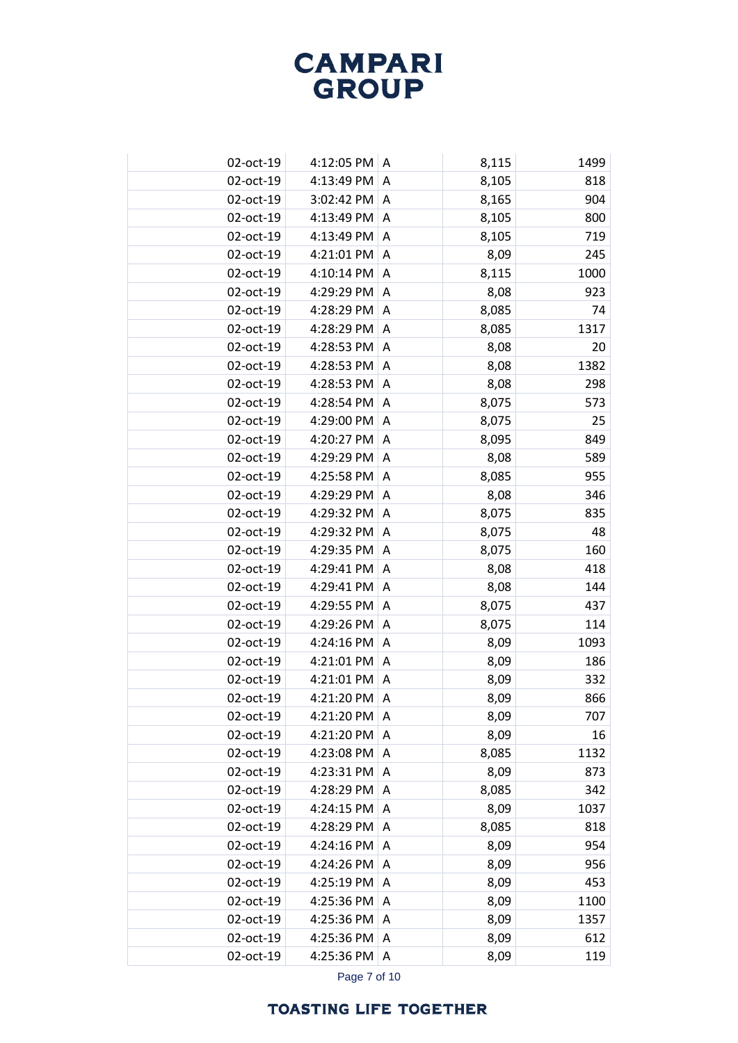| | | | | | |
|---|---|---|---|---|---|
| | 02-oct-19 | 4:12:05 PM | A | 8,115 | 1499 |
| | 02-oct-19 | 4:13:49 PM | A | 8,105 | 818 |
| | 02-oct-19 | 3:02:42 PM | A | 8,165 | 904 |
| | 02-oct-19 | 4:13:49 PM | A | 8,105 | 800 |
| | 02-oct-19 | 4:13:49 PM | A | 8,105 | 719 |
| | 02-oct-19 | 4:21:01 PM | A | 8,09 | 245 |
| | 02-oct-19 | 4:10:14 PM | A | 8,115 | 1000 |
| | 02-oct-19 | 4:29:29 PM | A | 8,08 | 923 |
| | 02-oct-19 | 4:28:29 PM | A | 8,085 | 74 |
| | 02-oct-19 | 4:28:29 PM | A | 8,085 | 1317 |
| | 02-oct-19 | 4:28:53 PM | A | 8,08 | 20 |
| | 02-oct-19 | 4:28:53 PM | A | 8,08 | 1382 |
| | 02-oct-19 | 4:28:53 PM | A | 8,08 | 298 |
| | 02-oct-19 | 4:28:54 PM | A | 8,075 | 573 |
| | 02-oct-19 | 4:29:00 PM | A | 8,075 | 25 |
| | 02-oct-19 | 4:20:27 PM | A | 8,095 | 849 |
| | 02-oct-19 | 4:29:29 PM | A | 8,08 | 589 |
| | 02-oct-19 | 4:25:58 PM | A | 8,085 | 955 |
| | 02-oct-19 | 4:29:29 PM | A | 8,08 | 346 |
| | 02-oct-19 | 4:29:32 PM | A | 8,075 | 835 |
| | 02-oct-19 | 4:29:32 PM | A | 8,075 | 48 |
| | 02-oct-19 | 4:29:35 PM | A | 8,075 | 160 |
| | 02-oct-19 | 4:29:41 PM | A | 8,08 | 418 |
| | 02-oct-19 | 4:29:41 PM | A | 8,08 | 144 |
| | 02-oct-19 | 4:29:55 PM | A | 8,075 | 437 |
| | 02-oct-19 | 4:29:26 PM | A | 8,075 | 114 |
| | 02-oct-19 | 4:24:16 PM | A | 8,09 | 1093 |
| | 02-oct-19 | 4:21:01 PM | A | 8,09 | 186 |
| | 02-oct-19 | 4:21:01 PM | A | 8,09 | 332 |
| | 02-oct-19 | 4:21:20 PM | A | 8,09 | 866 |
| | 02-oct-19 | 4:21:20 PM | A | 8,09 | 707 |
| | 02-oct-19 | 4:21:20 PM | A | 8,09 | 16 |
| | 02-oct-19 | 4:23:08 PM | A | 8,085 | 1132 |
| | 02-oct-19 | 4:23:31 PM | A | 8,09 | 873 |
| | 02-oct-19 | 4:28:29 PM | A | 8,085 | 342 |
| | 02-oct-19 | 4:24:15 PM | A | 8,09 | 1037 |
| | 02-oct-19 | 4:28:29 PM | A | 8,085 | 818 |
| | 02-oct-19 | 4:24:16 PM | A | 8,09 | 954 |
| | 02-oct-19 | 4:24:26 PM | A | 8,09 | 956 |
| | 02-oct-19 | 4:25:19 PM | A | 8,09 | 453 |
| | 02-oct-19 | 4:25:36 PM | A | 8,09 | 1100 |
| | 02-oct-19 | 4:25:36 PM | A | 8,09 | 1357 |
| | 02-oct-19 | 4:25:36 PM | A | 8,09 | 612 |
| | 02-oct-19 | 4:25:36 PM | A | 8,09 | 119 |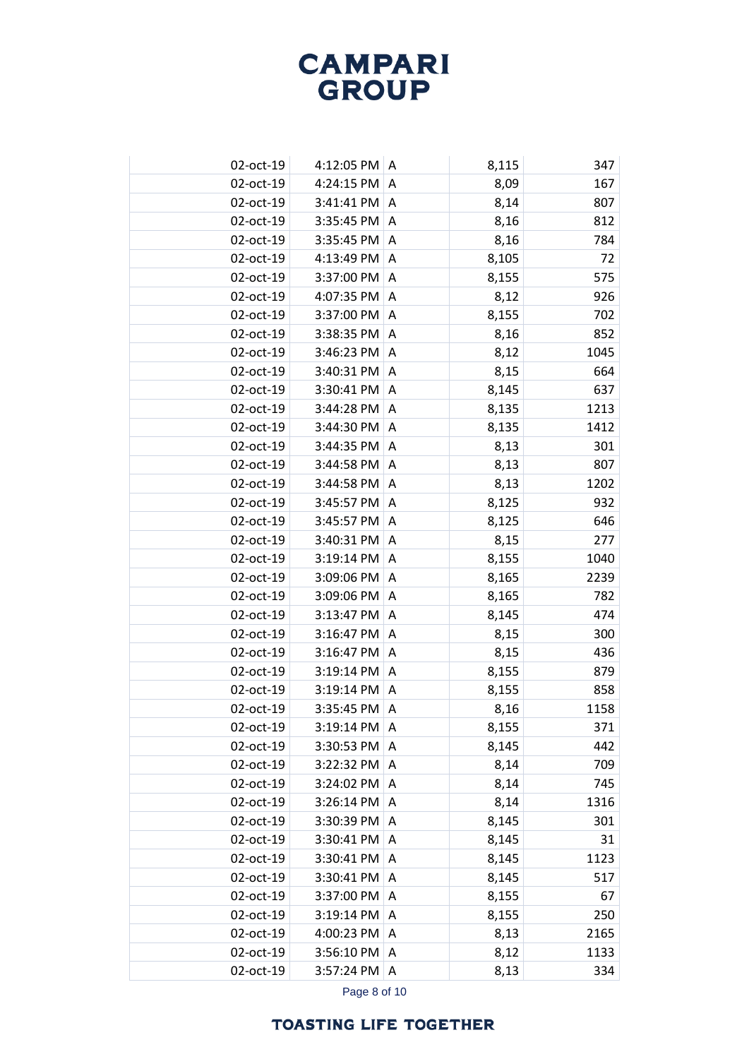# CAMPARI GROUP

| | | | | |
|---|---|---|---|---|
| 02-oct-19 | 4:12:05 PM | A | 8,115 | 347 |
| 02-oct-19 | 4:24:15 PM | A | 8,09 | 167 |
| 02-oct-19 | 3:41:41 PM | A | 8,14 | 807 |
| 02-oct-19 | 3:35:45 PM | A | 8,16 | 812 |
| 02-oct-19 | 3:35:45 PM | A | 8,16 | 784 |
| 02-oct-19 | 4:13:49 PM | A | 8,105 | 72 |
| 02-oct-19 | 3:37:00 PM | A | 8,155 | 575 |
| 02-oct-19 | 4:07:35 PM | A | 8,12 | 926 |
| 02-oct-19 | 3:37:00 PM | A | 8,155 | 702 |
| 02-oct-19 | 3:38:35 PM | A | 8,16 | 852 |
| 02-oct-19 | 3:46:23 PM | A | 8,12 | 1045 |
| 02-oct-19 | 3:40:31 PM | A | 8,15 | 664 |
| 02-oct-19 | 3:30:41 PM | A | 8,145 | 637 |
| 02-oct-19 | 3:44:28 PM | A | 8,135 | 1213 |
| 02-oct-19 | 3:44:30 PM | A | 8,135 | 1412 |
| 02-oct-19 | 3:44:35 PM | A | 8,13 | 301 |
| 02-oct-19 | 3:44:58 PM | A | 8,13 | 807 |
| 02-oct-19 | 3:44:58 PM | A | 8,13 | 1202 |
| 02-oct-19 | 3:45:57 PM | A | 8,125 | 932 |
| 02-oct-19 | 3:45:57 PM | A | 8,125 | 646 |
| 02-oct-19 | 3:40:31 PM | A | 8,15 | 277 |
| 02-oct-19 | 3:19:14 PM | A | 8,155 | 1040 |
| 02-oct-19 | 3:09:06 PM | A | 8,165 | 2239 |
| 02-oct-19 | 3:09:06 PM | A | 8,165 | 782 |
| 02-oct-19 | 3:13:47 PM | A | 8,145 | 474 |
| 02-oct-19 | 3:16:47 PM | A | 8,15 | 300 |
| 02-oct-19 | 3:16:47 PM | A | 8,15 | 436 |
| 02-oct-19 | 3:19:14 PM | A | 8,155 | 879 |
| 02-oct-19 | 3:19:14 PM | A | 8,155 | 858 |
| 02-oct-19 | 3:35:45 PM | A | 8,16 | 1158 |
| 02-oct-19 | 3:19:14 PM | A | 8,155 | 371 |
| 02-oct-19 | 3:30:53 PM | A | 8,145 | 442 |
| 02-oct-19 | 3:22:32 PM | A | 8,14 | 709 |
| 02-oct-19 | 3:24:02 PM | A | 8,14 | 745 |
| 02-oct-19 | 3:26:14 PM | A | 8,14 | 1316 |
| 02-oct-19 | 3:30:39 PM | A | 8,145 | 301 |
| 02-oct-19 | 3:30:41 PM | A | 8,145 | 31 |
| 02-oct-19 | 3:30:41 PM | A | 8,145 | 1123 |
| 02-oct-19 | 3:30:41 PM | A | 8,145 | 517 |
| 02-oct-19 | 3:37:00 PM | A | 8,155 | 67 |
| 02-oct-19 | 3:19:14 PM | A | 8,155 | 250 |
| 02-oct-19 | 4:00:23 PM | A | 8,13 | 2165 |
| 02-oct-19 | 3:56:10 PM | A | 8,12 | 1133 |
| 02-oct-19 | 3:57:24 PM | A | 8,13 | 334 |

TOASTING LIFE TOGETHER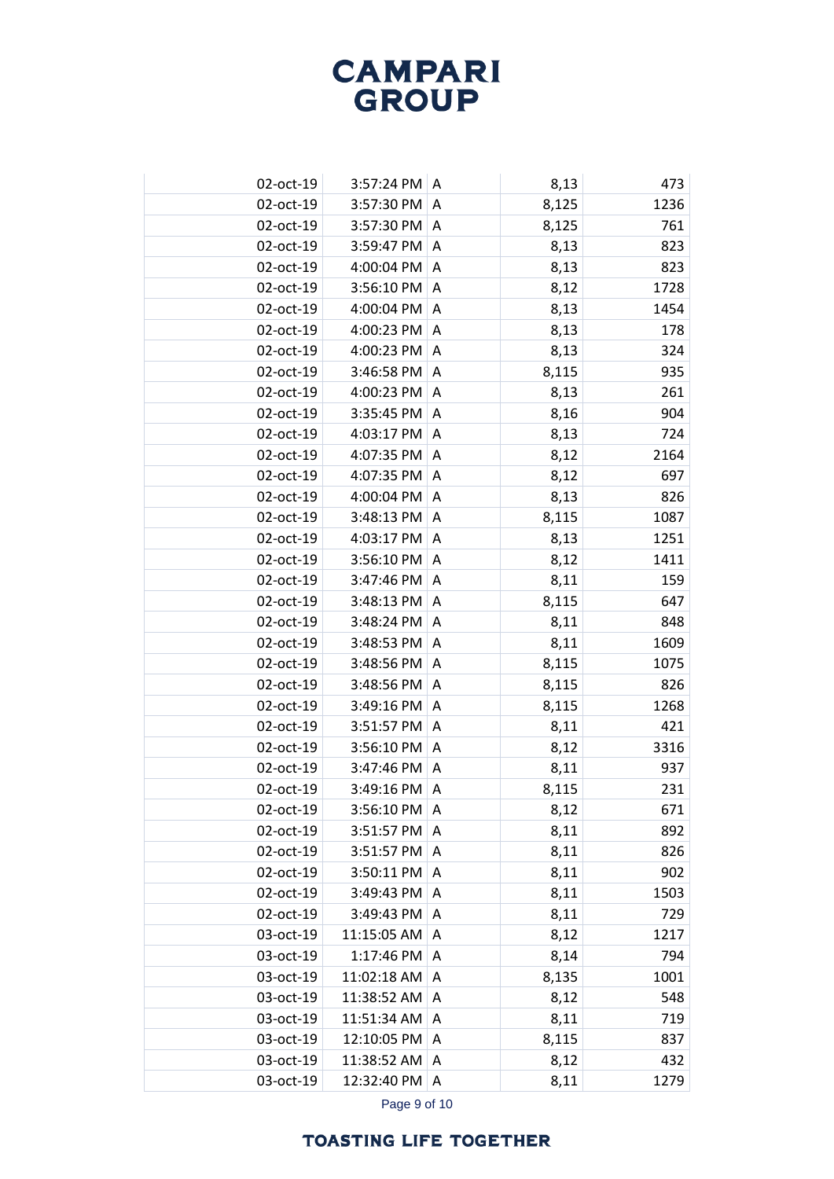| | | | | | |
|---|---|---|---|---|---|
| | 02-oct-19 | 3:57:24 PM | A | 8,13 | 473 |
| | 02-oct-19 | 3:57:30 PM | A | 8,125 | 1236 |
| | 02-oct-19 | 3:57:30 PM | A | 8,125 | 761 |
| | 02-oct-19 | 3:59:47 PM | A | 8,13 | 823 |
| | 02-oct-19 | 4:00:04 PM | A | 8,13 | 823 |
| | 02-oct-19 | 3:56:10 PM | A | 8,12 | 1728 |
| | 02-oct-19 | 4:00:04 PM | A | 8,13 | 1454 |
| | 02-oct-19 | 4:00:23 PM | A | 8,13 | 178 |
| | 02-oct-19 | 4:00:23 PM | A | 8,13 | 324 |
| | 02-oct-19 | 3:46:58 PM | A | 8,115 | 935 |
| | 02-oct-19 | 4:00:23 PM | A | 8,13 | 261 |
| | 02-oct-19 | 3:35:45 PM | A | 8,16 | 904 |
| | 02-oct-19 | 4:03:17 PM | A | 8,13 | 724 |
| | 02-oct-19 | 4:07:35 PM | A | 8,12 | 2164 |
| | 02-oct-19 | 4:07:35 PM | A | 8,12 | 697 |
| | 02-oct-19 | 4:00:04 PM | A | 8,13 | 826 |
| | 02-oct-19 | 3:48:13 PM | A | 8,115 | 1087 |
| | 02-oct-19 | 4:03:17 PM | A | 8,13 | 1251 |
| | 02-oct-19 | 3:56:10 PM | A | 8,12 | 1411 |
| | 02-oct-19 | 3:47:46 PM | A | 8,11 | 159 |
| | 02-oct-19 | 3:48:13 PM | A | 8,115 | 647 |
| | 02-oct-19 | 3:48:24 PM | A | 8,11 | 848 |
| | 02-oct-19 | 3:48:53 PM | A | 8,11 | 1609 |
| | 02-oct-19 | 3:48:56 PM | A | 8,115 | 1075 |
| | 02-oct-19 | 3:48:56 PM | A | 8,115 | 826 |
| | 02-oct-19 | 3:49:16 PM | A | 8,115 | 1268 |
| | 02-oct-19 | 3:51:57 PM | A | 8,11 | 421 |
| | 02-oct-19 | 3:56:10 PM | A | 8,12 | 3316 |
| | 02-oct-19 | 3:47:46 PM | A | 8,11 | 937 |
| | 02-oct-19 | 3:49:16 PM | A | 8,115 | 231 |
| | 02-oct-19 | 3:56:10 PM | A | 8,12 | 671 |
| | 02-oct-19 | 3:51:57 PM | A | 8,11 | 892 |
| | 02-oct-19 | 3:51:57 PM | A | 8,11 | 826 |
| | 02-oct-19 | 3:50:11 PM | A | 8,11 | 902 |
| | 02-oct-19 | 3:49:43 PM | A | 8,11 | 1503 |
| | 02-oct-19 | 3:49:43 PM | A | 8,11 | 729 |
| | 03-oct-19 | 11:15:05 AM | A | 8,12 | 1217 |
| | 03-oct-19 | 1:17:46 PM | A | 8,14 | 794 |
| | 03-oct-19 | 11:02:18 AM | A | 8,135 | 1001 |
| | 03-oct-19 | 11:38:52 AM | A | 8,12 | 548 |
| | 03-oct-19 | 11:51:34 AM | A | 8,11 | 719 |
| | 03-oct-19 | 12:10:05 PM | A | 8,115 | 837 |
| | 03-oct-19 | 11:38:52 AM | A | 8,12 | 432 |
| | 03-oct-19 | 12:32:40 PM | A | 8,11 | 1279 |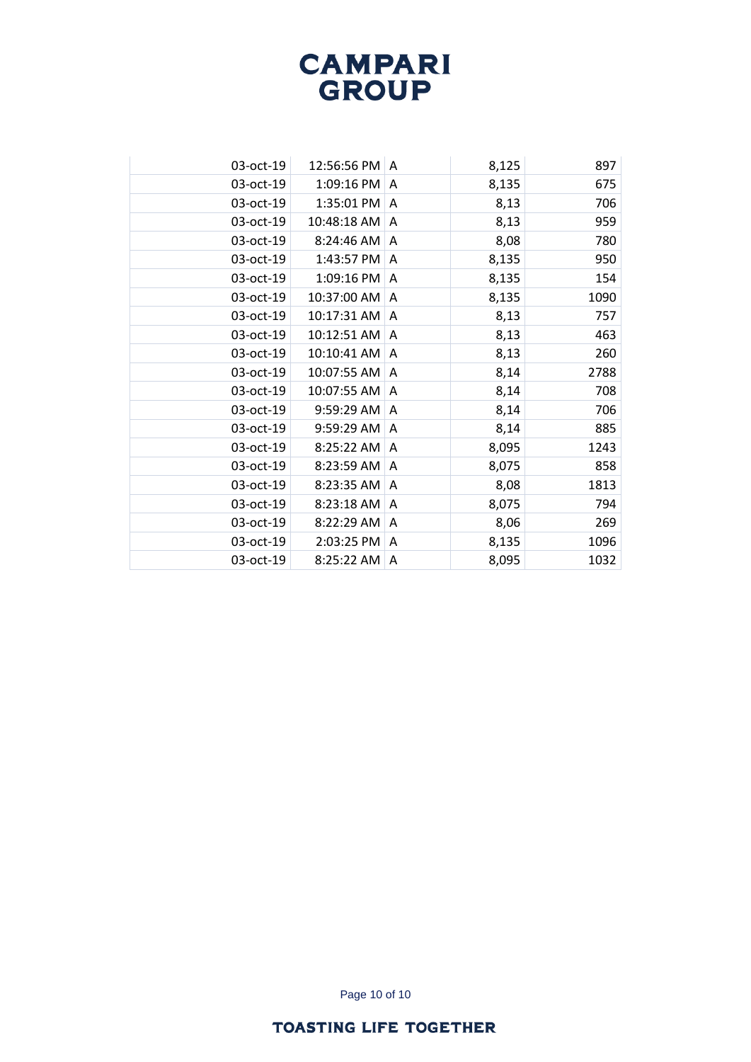| | | | | |
|---|---|---|---|---|
| 03-oct-19 | 12:56:56 PM | A | 8,125 | 897 |
| 03-oct-19 | 1:09:16 PM | A | 8,135 | 675 |
| 03-oct-19 | 1:35:01 PM | A | 8,13 | 706 |
| 03-oct-19 | 10:48:18 AM | A | 8,13 | 959 |
| 03-oct-19 | 8:24:46 AM | A | 8,08 | 780 |
| 03-oct-19 | 1:43:57 PM | A | 8,135 | 950 |
| 03-oct-19 | 1:09:16 PM | A | 8,135 | 154 |
| 03-oct-19 | 10:37:00 AM | A | 8,135 | 1090 |
| 03-oct-19 | 10:17:31 AM | A | 8,13 | 757 |
| 03-oct-19 | 10:12:51 AM | A | 8,13 | 463 |
| 03-oct-19 | 10:10:41 AM | A | 8,13 | 260 |
| 03-oct-19 | 10:07:55 AM | A | 8,14 | 2788 |
| 03-oct-19 | 10:07:55 AM | A | 8,14 | 708 |
| 03-oct-19 | 9:59:29 AM | A | 8,14 | 706 |
| 03-oct-19 | 9:59:29 AM | A | 8,14 | 885 |
| 03-oct-19 | 8:25:22 AM | A | 8,095 | 1243 |
| 03-oct-19 | 8:23:59 AM | A | 8,075 | 858 |
| 03-oct-19 | 8:23:35 AM | A | 8,08 | 1813 |
| 03-oct-19 | 8:23:18 AM | A | 8,075 | 794 |
| 03-oct-19 | 8:22:29 AM | A | 8,06 | 269 |
| 03-oct-19 | 2:03:25 PM | A | 8,135 | 1096 |
| 03-oct-19 | 8:25:22 AM | A | 8,095 | 1032 |